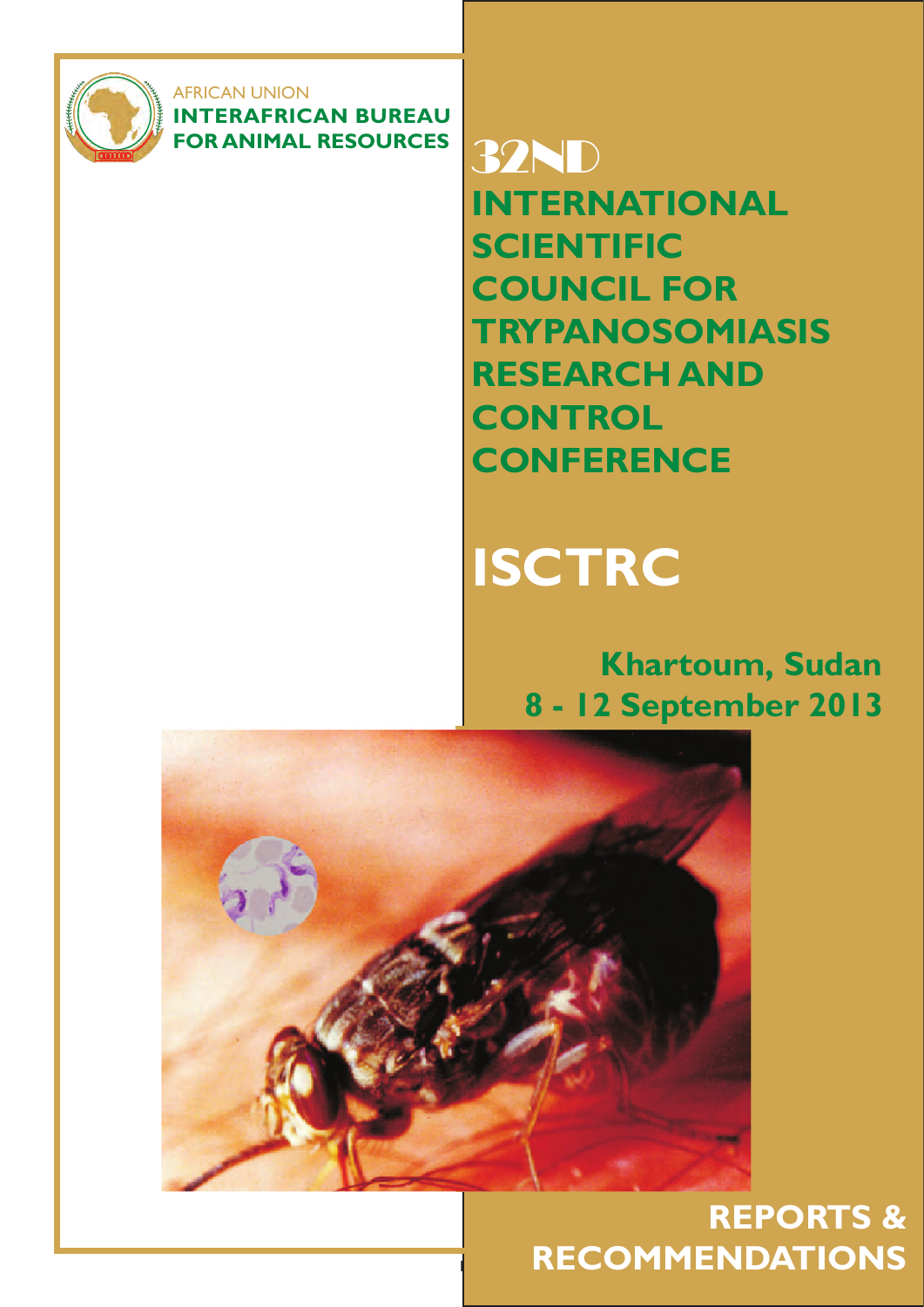AFRICAN UNION

**INTERAFRICAN BUREAU FOR ANIMAL RESOURCES**

# 32ND INTERNATIONAL SCIENTIFIC COUNCIL FOR TRYPANOSOMIASIS RESEARCH AND CONTROL CONFERENCE

# ISCTRC

**Khartoum, Sudan**
**8 - 12 September 2013**

## REPORTS & RECOMMENDATIONS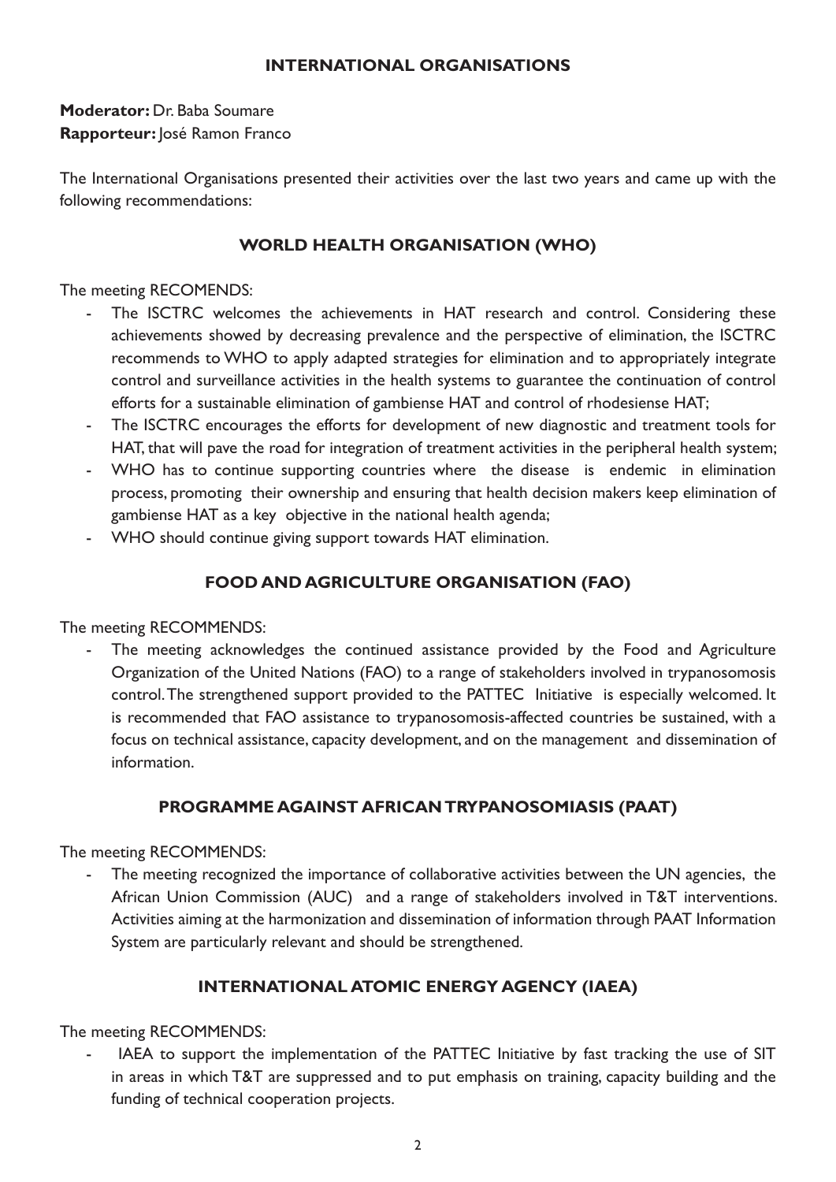## INTERNATIONAL ORGANISATIONS

**Moderator:** Dr. Baba Soumare
**Rapporteur:** José Ramon Franco

The International Organisations presented their activities over the last two years and came up with the following recommendations:

### WORLD HEALTH ORGANISATION (WHO)

The meeting RECOMENDS:

- The ISCTRC welcomes the achievements in HAT research and control. Considering these achievements showed by decreasing prevalence and the perspective of elimination, the ISCTRC recommends to WHO to apply adapted strategies for elimination and to appropriately integrate control and surveillance activities in the health systems to guarantee the continuation of control efforts for a sustainable elimination of gambiense HAT and control of rhodesiense HAT;
- The ISCTRC encourages the efforts for development of new diagnostic and treatment tools for HAT, that will pave the road for integration of treatment activities in the peripheral health system;
- WHO has to continue supporting countries where the disease is endemic in elimination process, promoting their ownership and ensuring that health decision makers keep elimination of gambiense HAT as a key objective in the national health agenda;
- WHO should continue giving support towards HAT elimination.

### FOOD AND AGRICULTURE ORGANISATION (FAO)

The meeting RECOMMENDS:

- The meeting acknowledges the continued assistance provided by the Food and Agriculture Organization of the United Nations (FAO) to a range of stakeholders involved in trypanosomosis control. The strengthened support provided to the PATTEC Initiative is especially welcomed. It is recommended that FAO assistance to trypanosomosis-affected countries be sustained, with a focus on technical assistance, capacity development, and on the management and dissemination of information.

### PROGRAMME AGAINST AFRICAN TRYPANOSOMIASIS (PAAT)

The meeting RECOMMENDS:

- The meeting recognized the importance of collaborative activities between the UN agencies, the African Union Commission (AUC) and a range of stakeholders involved in T&T interventions. Activities aiming at the harmonization and dissemination of information through PAAT Information System are particularly relevant and should be strengthened.

### INTERNATIONAL ATOMIC ENERGY AGENCY (IAEA)

The meeting RECOMMENDS:

- IAEA to support the implementation of the PATTEC Initiative by fast tracking the use of SIT in areas in which T&T are suppressed and to put emphasis on training, capacity building and the funding of technical cooperation projects.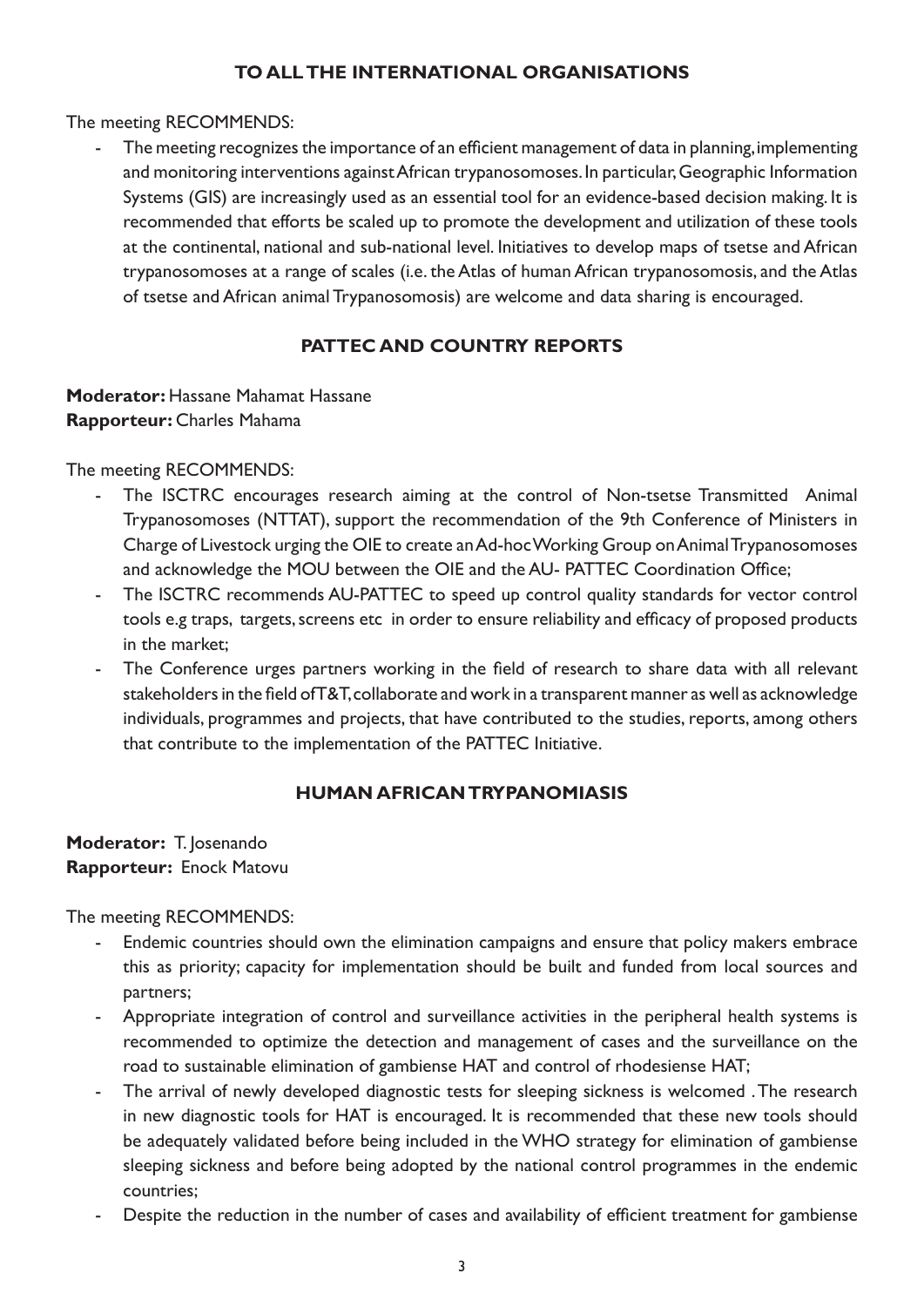## TO ALL THE INTERNATIONAL ORGANISATIONS

The meeting RECOMMENDS:

- The meeting recognizes the importance of an efficient management of data in planning, implementing and monitoring interventions against African trypanosomoses. In particular, Geographic Information Systems (GIS) are increasingly used as an essential tool for an evidence-based decision making. It is recommended that efforts be scaled up to promote the development and utilization of these tools at the continental, national and sub-national level. Initiatives to develop maps of tsetse and African trypanosomoses at a range of scales (i.e. the Atlas of human African trypanosomosis, and the Atlas of tsetse and African animal Trypanosomosis) are welcome and data sharing is encouraged.

## PATTEC AND COUNTRY REPORTS

**Moderator:** Hassane Mahamat Hassane
**Rapporteur:** Charles Mahama

The meeting RECOMMENDS:

- The ISCTRC encourages research aiming at the control of Non-tsetse Transmitted Animal Trypanosomoses (NTTAT), support the recommendation of the 9th Conference of Ministers in Charge of Livestock urging the OIE to create an Ad-hoc Working Group on Animal Trypanosomoses and acknowledge the MOU between the OIE and the AU- PATTEC Coordination Office;
- The ISCTRC recommends AU-PATTEC to speed up control quality standards for vector control tools e.g traps, targets, screens etc in order to ensure reliability and efficacy of proposed products in the market;
- The Conference urges partners working in the field of research to share data with all relevant stakeholders in the field of T&T, collaborate and work in a transparent manner as well as acknowledge individuals, programmes and projects, that have contributed to the studies, reports, among others that contribute to the implementation of the PATTEC Initiative.

## HUMAN AFRICAN TRYPANOMIASIS

**Moderator:** T. Josenando
**Rapporteur:** Enock Matovu

The meeting RECOMMENDS:

- Endemic countries should own the elimination campaigns and ensure that policy makers embrace this as priority; capacity for implementation should be built and funded from local sources and partners;
- Appropriate integration of control and surveillance activities in the peripheral health systems is recommended to optimize the detection and management of cases and the surveillance on the road to sustainable elimination of gambiense HAT and control of rhodesiense HAT;
- The arrival of newly developed diagnostic tests for sleeping sickness is welcomed . The research in new diagnostic tools for HAT is encouraged. It is recommended that these new tools should be adequately validated before being included in the WHO strategy for elimination of gambiense sleeping sickness and before being adopted by the national control programmes in the endemic countries;
- Despite the reduction in the number of cases and availability of efficient treatment for gambiense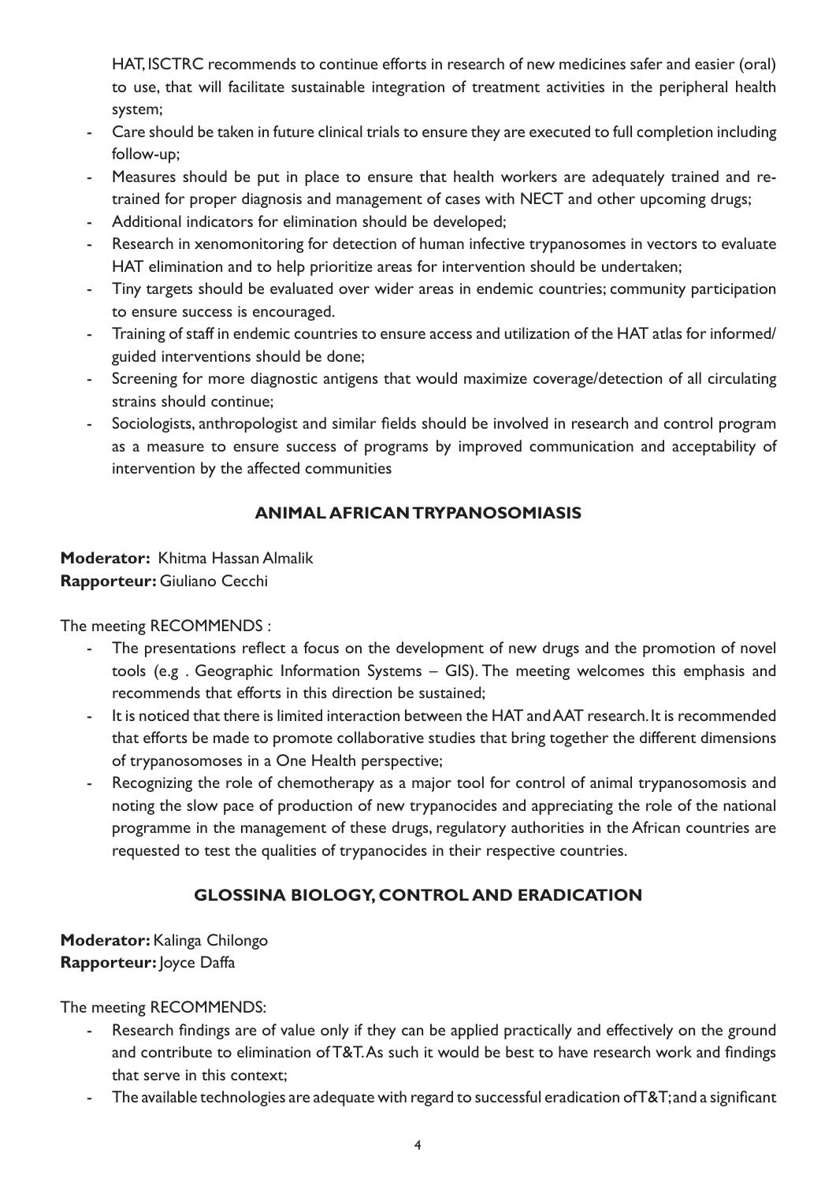HAT, ISCTRC recommends to continue efforts in research of new medicines safer and easier (oral) to use, that will facilitate sustainable integration of treatment activities in the peripheral health system;

- Care should be taken in future clinical trials to ensure they are executed to full completion including follow-up;
- Measures should be put in place to ensure that health workers are adequately trained and re-trained for proper diagnosis and management of cases with NECT and other upcoming drugs;
- Additional indicators for elimination should be developed;
- Research in xenomonitoring for detection of human infective trypanosomes in vectors to evaluate HAT elimination and to help prioritize areas for intervention should be undertaken;
- Tiny targets should be evaluated over wider areas in endemic countries; community participation to ensure success is encouraged.
- Training of staff in endemic countries to ensure access and utilization of the HAT atlas for informed/ guided interventions should be done;
- Screening for more diagnostic antigens that would maximize coverage/detection of all circulating strains should continue;
- Sociologists, anthropologist and similar fields should be involved in research and control program as a measure to ensure success of programs by improved communication and acceptability of intervention by the affected communities

## ANIMAL AFRICAN TRYPANOSOMIASIS

**Moderator:** Khitma Hassan Almalik
**Rapporteur:** Giuliano Cecchi

The meeting RECOMMENDS :

- The presentations reflect a focus on the development of new drugs and the promotion of novel tools (e.g . Geographic Information Systems – GIS). The meeting welcomes this emphasis and recommends that efforts in this direction be sustained;
- It is noticed that there is limited interaction between the HAT and AAT research. It is recommended that efforts be made to promote collaborative studies that bring together the different dimensions of trypanosomoses in a One Health perspective;
- Recognizing the role of chemotherapy as a major tool for control of animal trypanosomosis and noting the slow pace of production of new trypanocides and appreciating the role of the national programme in the management of these drugs, regulatory authorities in the African countries are requested to test the qualities of trypanocides in their respective countries.

## GLOSSINA BIOLOGY, CONTROL AND ERADICATION

**Moderator:** Kalinga Chilongo
**Rapporteur:** Joyce Daffa

The meeting RECOMMENDS:

- Research findings are of value only if they can be applied practically and effectively on the ground and contribute to elimination of T&T. As such it would be best to have research work and findings that serve in this context;
- The available technologies are adequate with regard to successful eradication of T&T; and a significant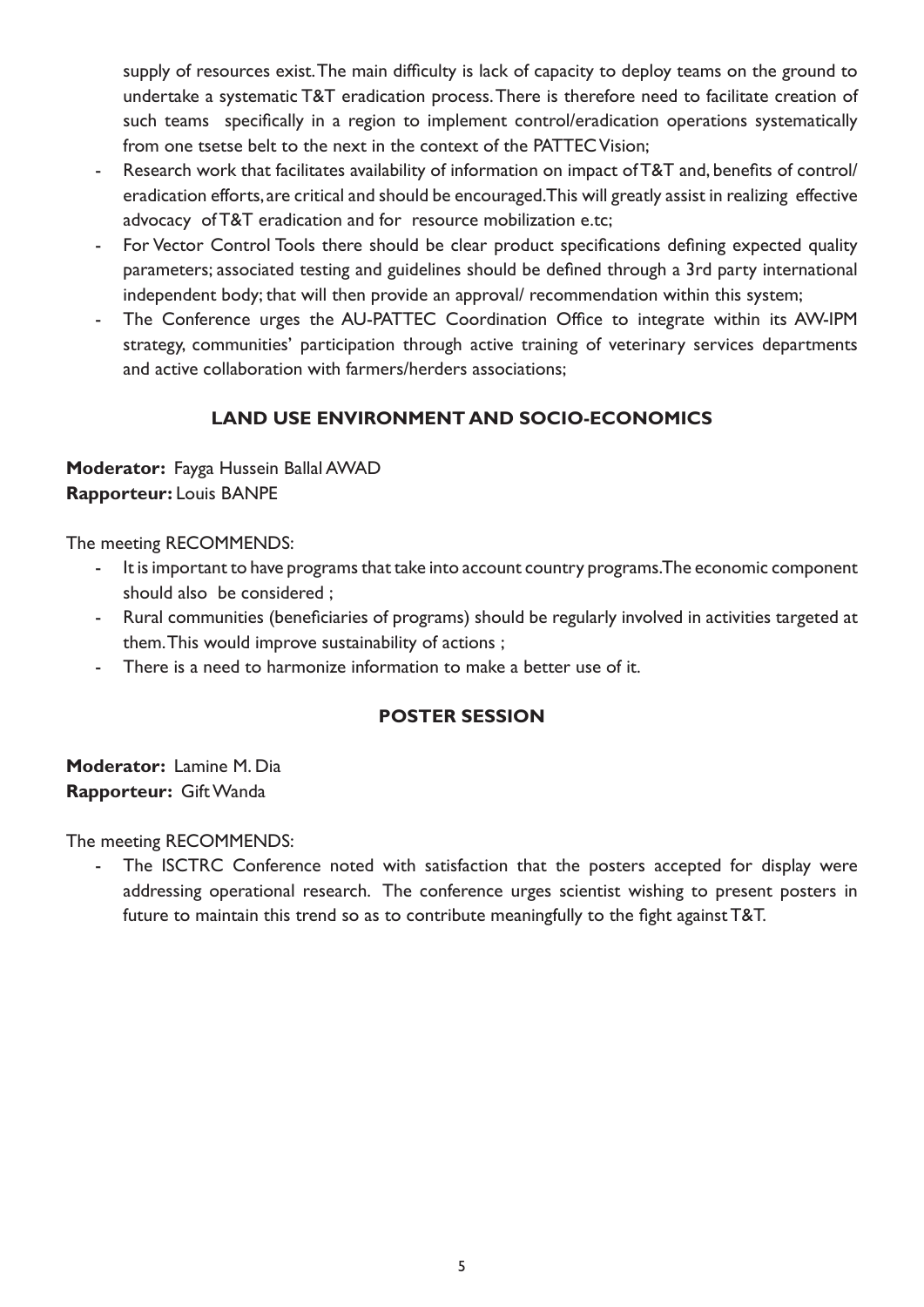supply of resources exist. The main difficulty is lack of capacity to deploy teams on the ground to undertake a systematic T&T eradication process. There is therefore need to facilitate creation of such teams specifically in a region to implement control/eradication operations systematically from one tsetse belt to the next in the context of the PATTEC Vision;

- Research work that facilitates availability of information on impact of T&T and, benefits of control/eradication efforts, are critical and should be encouraged. This will greatly assist in realizing effective advocacy of T&T eradication and for resource mobilization e.tc;
- For Vector Control Tools there should be clear product specifications defining expected quality parameters; associated testing and guidelines should be defined through a 3rd party international independent body; that will then provide an approval/ recommendation within this system;
- The Conference urges the AU-PATTEC Coordination Office to integrate within its AW-IPM strategy, communities' participation through active training of veterinary services departments and active collaboration with farmers/herders associations;

### LAND USE ENVIRONMENT AND SOCIO-ECONOMICS

**Moderator:** Fayga Hussein Ballal AWAD
**Rapporteur:** Louis BANPE

The meeting RECOMMENDS:

- It is important to have programs that take into account country programs. The economic component should also be considered ;
- Rural communities (beneficiaries of programs) should be regularly involved in activities targeted at them. This would improve sustainability of actions ;
- There is a need to harmonize information to make a better use of it.

### POSTER SESSION

**Moderator:** Lamine M. Dia
**Rapporteur:** Gift Wanda

The meeting RECOMMENDS:

- The ISCTRC Conference noted with satisfaction that the posters accepted for display were addressing operational research. The conference urges scientist wishing to present posters in future to maintain this trend so as to contribute meaningfully to the fight against T&T.